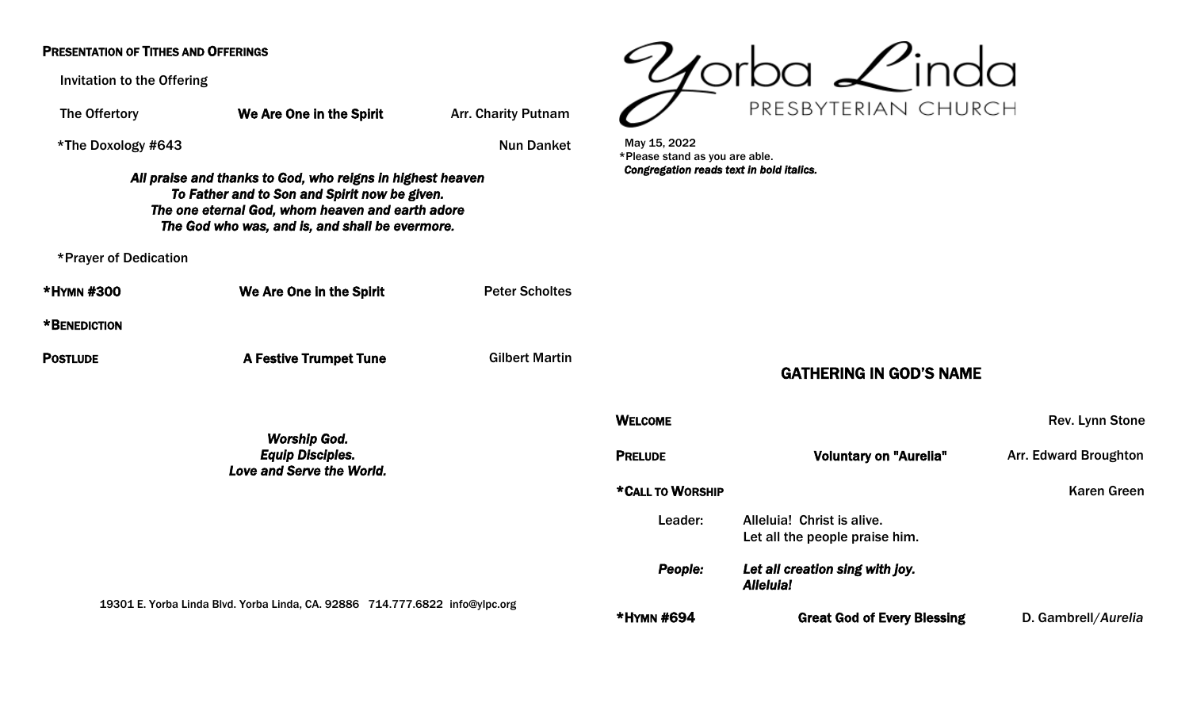**PRESENTATION OF TITHES AND OFFERINGS**

Invitation to the Offering

The Offertory — **We Are One in the Spirit** — Arr. Charity Putnam

*The Doxology #643 — Nun Danket

***All praise and thanks to God, who reigns in highest heaven***
***To Father and to Son and Spirit now be given.***
***The one eternal God, whom heaven and earth adore***
***The God who was, and is, and shall be evermore.***

*Prayer of Dedication

***HYMN #300** — **We Are One in the Spirit** — Peter Scholtes

***BENEDICTION**

**POSTLUDE** — **A Festive Trumpet Tune** — Gilbert Martin

***Worship God.***
***Equip Disciples.***
***Love and Serve the World.***

19301 E. Yorba Linda Blvd. Yorba Linda, CA. 92886 714.777.6822 info@ylpc.org

# Yorba Linda PRESBYTERIAN CHURCH

May 15, 2022
*Please stand as you are able.
***Congregation reads text in bold italics.***

## GATHERING IN GOD'S NAME

**WELCOME** — Rev. Lynn Stone

**PRELUDE** — **Voluntary on "Aurelia"** — Arr. Edward Broughton

***CALL TO WORSHIP** — Karen Green

Leader: Alleluia! Christ is alive.
Let all the people praise him.

***People:*** ***Let all creation sing with joy.***
***Alleluia!***

***HYMN #694** — **Great God of Every Blessing** — D. Gambrell/*Aurelia*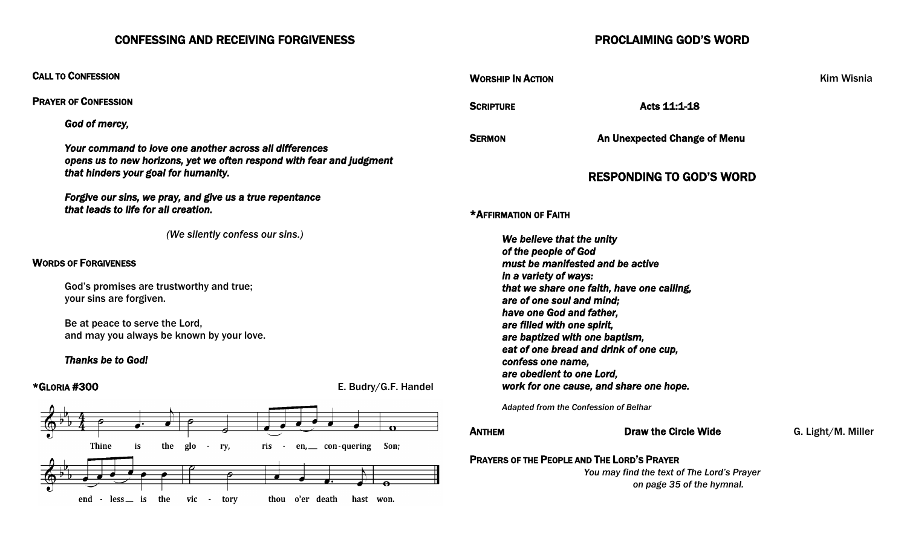## CONFESSING AND RECEIVING FORGIVENESS

**CALL TO CONFESSION**

**PRAYER OF CONFESSION**

> ***God of mercy,***
>
> ***Your command to love one another across all differences***
> ***opens us to new horizons, yet we often respond with fear and judgment***
> ***that hinders your goal for humanity.***
>
> ***Forgive our sins, we pray, and give us a true repentance***
> ***that leads to life for all creation.***
>
> *(We silently confess our sins.)*

**WORDS OF FORGIVENESS**

> God's promises are trustworthy and true;
> your sins are forgiven.
>
> Be at peace to serve the Lord,
> and may you always be known by your love.
>
> ***Thanks be to God!***

**\*GLORIA #300** — E. Budry/G.F. Handel

Thine is the glory, risen, conquering Son;
endless is the victory thou o'er death hast won.

## PROCLAIMING GOD'S WORD

**WORSHIP IN ACTION** — Kim Wisnia

**SCRIPTURE** — **Acts 11:1-18**

**SERMON** — **An Unexpected Change of Menu**

## RESPONDING TO GOD'S WORD

**\*AFFIRMATION OF FAITH**

> ***We believe that the unity***
> ***of the people of God***
> ***must be manifested and be active***
> ***in a variety of ways:***
> ***that we share one faith, have one calling,***
> ***are of one soul and mind;***
> ***have one God and father,***
> ***are filled with one spirit,***
> ***are baptized with one baptism,***
> ***eat of one bread and drink of one cup,***
> ***confess one name,***
> ***are obedient to one Lord,***
> ***work for one cause, and share one hope.***
>
> *Adapted from the Confession of Belhar*

**ANTHEM** — **Draw the Circle Wide** — G. Light/M. Miller

**PRAYERS OF THE PEOPLE AND THE LORD'S PRAYER**

*You may find the text of The Lord's Prayer on page 35 of the hymnal.*